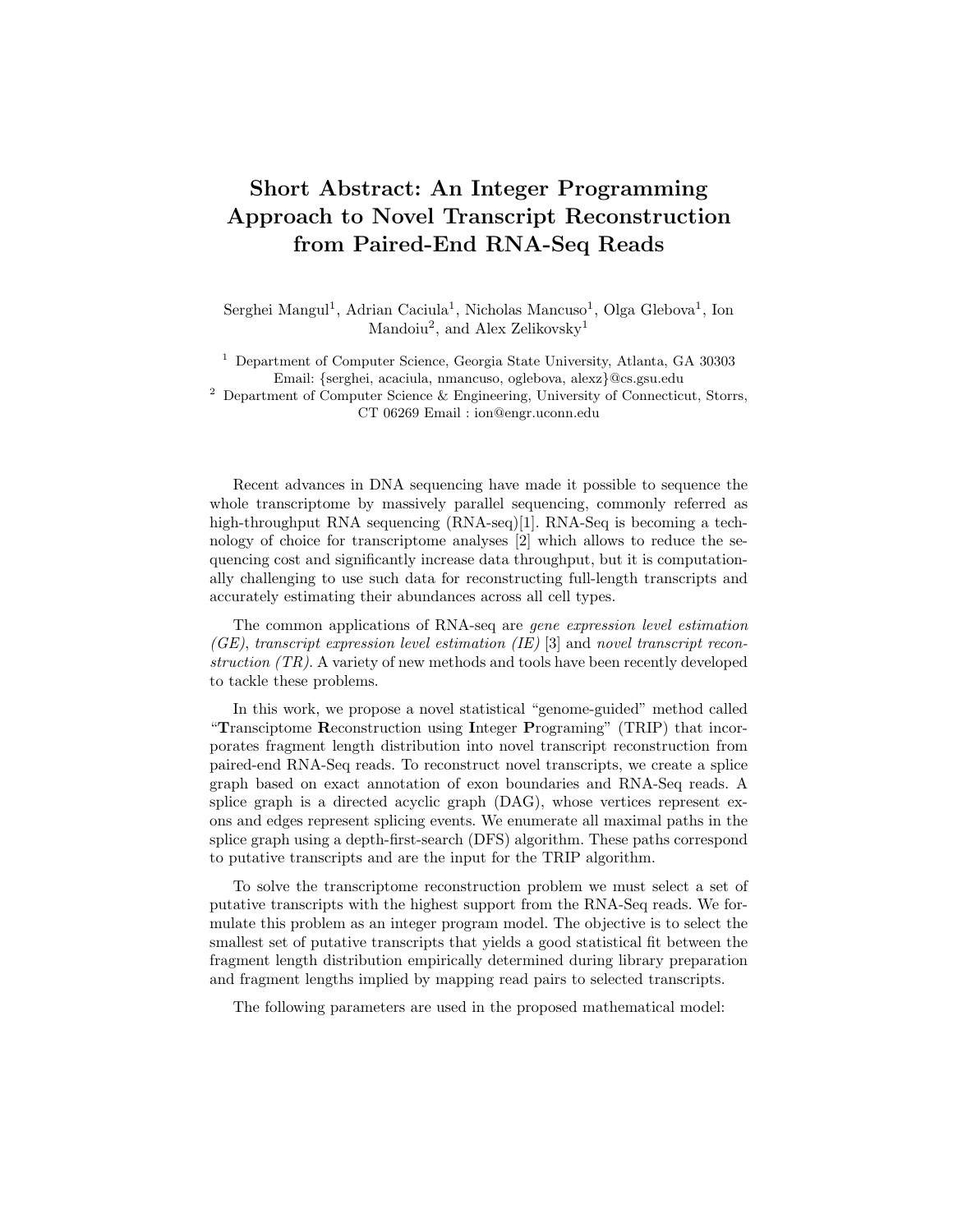# Short Abstract: An Integer Programming Approach to Novel Transcript Reconstruction from Paired-End RNA-Seq Reads

Serghei Mangul[1], Adrian Caciula[1], Nicholas Mancuso[1], Olga Glebova[1], Ion Mandoiu[2], and Alex Zelikovsky[1]

[1] Department of Computer Science, Georgia State University, Atlanta, GA 30303
Email: {serghei, acaciula, nmancuso, oglebova, alexz}@cs.gsu.edu
[2] Department of Computer Science & Engineering, University of Connecticut, Storrs, CT 06269 Email : ion@engr.uconn.edu

Recent advances in DNA sequencing have made it possible to sequence the whole transcriptome by massively parallel sequencing, commonly referred as high-throughput RNA sequencing (RNA-seq)[1]. RNA-Seq is becoming a technology of choice for transcriptome analyses [2] which allows to reduce the sequencing cost and significantly increase data throughput, but it is computationally challenging to use such data for reconstructing full-length transcripts and accurately estimating their abundances across all cell types.

The common applications of RNA-seq are *gene expression level estimation (GE)*, *transcript expression level estimation (IE)* [3] and *novel transcript reconstruction (TR)*. A variety of new methods and tools have been recently developed to tackle these problems.

In this work, we propose a novel statistical "genome-guided" method called "**T**ransciptome **R**econstruction using **I**nteger **P**rograming" (TRIP) that incorporates fragment length distribution into novel transcript reconstruction from paired-end RNA-Seq reads. To reconstruct novel transcripts, we create a splice graph based on exact annotation of exon boundaries and RNA-Seq reads. A splice graph is a directed acyclic graph (DAG), whose vertices represent exons and edges represent splicing events. We enumerate all maximal paths in the splice graph using a depth-first-search (DFS) algorithm. These paths correspond to putative transcripts and are the input for the TRIP algorithm.

To solve the transcriptome reconstruction problem we must select a set of putative transcripts with the highest support from the RNA-Seq reads. We formulate this problem as an integer program model. The objective is to select the smallest set of putative transcripts that yields a good statistical fit between the fragment length distribution empirically determined during library preparation and fragment lengths implied by mapping read pairs to selected transcripts.

The following parameters are used in the proposed mathematical model: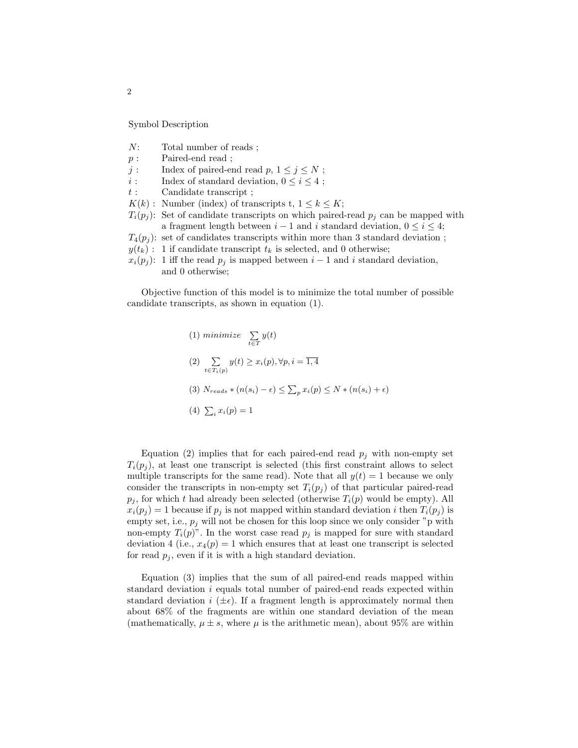Symbol Description

- $N$: Total number of reads ;
- $p$ : Paired-end read ;
- $j$ : Index of paired-end read $p$, $1 \leq j \leq N$ ;
- $i$ : Index of standard deviation, $0 \leq i \leq 4$ ;
- $t$ : Candidate transcript ;
- $K(k)$ : Number (index) of transcripts t, $1 \leq k \leq K$;
- $T_i(p_j)$: Set of candidate transcripts on which paired-read $p_j$ can be mapped with a fragment length between $i-1$ and $i$ standard deviation, $0 \leq i \leq 4$;
- $T_4(p_j)$: set of candidates transcripts within more than 3 standard deviation ;
- $y(t_k)$ : 1 if candidate transcript $t_k$ is selected, and 0 otherwise;
- $x_i(p_j)$: 1 iff the read $p_j$ is mapped between $i-1$ and $i$ standard deviation, and 0 otherwise;

Objective function of this model is to minimize the total number of possible candidate transcripts, as shown in equation (1).

$$(1)\ minimize \quad \sum_{t \in T} y(t)$$

$$(2)\ \sum_{t \in T_i(p)} y(t) \geq x_i(p), \forall p, i = \overline{1,4}$$

$$(3)\ N_{reads} * (n(s_i) - \epsilon) \leq \textstyle\sum_p x_i(p) \leq N * (n(s_i) + \epsilon)$$

$$(4)\ \textstyle\sum_i x_i(p) = 1$$

Equation (2) implies that for each paired-end read $p_j$ with non-empty set $T_i(p_j)$, at least one transcript is selected (this first constraint allows to select multiple transcripts for the same read). Note that all $y(t) = 1$ because we only consider the transcripts in non-empty set $T_i(p_j)$ of that particular paired-read $p_j$, for which $t$ had already been selected (otherwise $T_i(p)$ would be empty). All $x_i(p_j) = 1$ because if $p_j$ is not mapped within standard deviation $i$ then $T_i(p_j)$ is empty set, i.e., $p_j$ will not be chosen for this loop since we only consider "p with non-empty $T_i(p)$". In the worst case read $p_j$ is mapped for sure with standard deviation 4 (i.e., $x_4(p) = 1$ which ensures that at least one transcript is selected for read $p_j$, even if it is with a high standard deviation.

Equation (3) implies that the sum of all paired-end reads mapped within standard deviation $i$ equals total number of paired-end reads expected within standard deviation $i$ ($\pm\epsilon$). If a fragment length is approximately normal then about 68% of the fragments are within one standard deviation of the mean (mathematically, $\mu \pm s$, where $\mu$ is the arithmetic mean), about 95% are within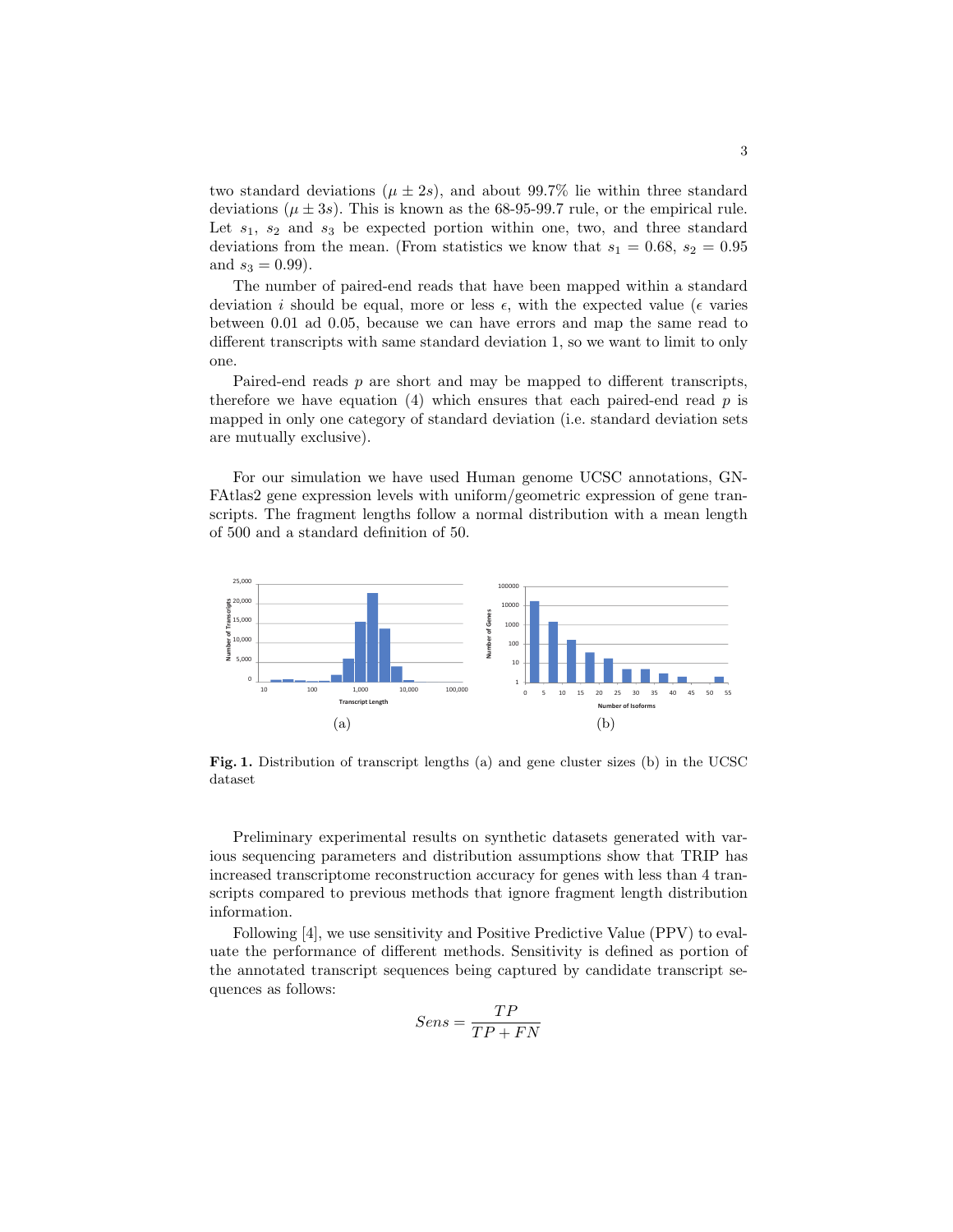two standard deviations ($\mu \pm 2s$), and about 99.7% lie within three standard deviations ($\mu \pm 3s$). This is known as the 68-95-99.7 rule, or the empirical rule. Let $s_1$, $s_2$ and $s_3$ be expected portion within one, two, and three standard deviations from the mean. (From statistics we know that $s_1 = 0.68$, $s_2 = 0.95$ and $s_3 = 0.99$).

The number of paired-end reads that have been mapped within a standard deviation $i$ should be equal, more or less $\epsilon$, with the expected value ($\epsilon$ varies between 0.01 ad 0.05, because we can have errors and map the same read to different transcripts with same standard deviation 1, so we want to limit to only one.

Paired-end reads $p$ are short and may be mapped to different transcripts, therefore we have equation (4) which ensures that each paired-end read $p$ is mapped in only one category of standard deviation (i.e. standard deviation sets are mutually exclusive).

For our simulation we have used Human genome UCSC annotations, GNFAtlas2 gene expression levels with uniform/geometric expression of gene transcripts. The fragment lengths follow a normal distribution with a mean length of 500 and a standard definition of 50.

**Fig. 1.** Distribution of transcript lengths (a) and gene cluster sizes (b) in the UCSC dataset

Preliminary experimental results on synthetic datasets generated with various sequencing parameters and distribution assumptions show that TRIP has increased transcriptome reconstruction accuracy for genes with less than 4 transcripts compared to previous methods that ignore fragment length distribution information.

Following [4], we use sensitivity and Positive Predictive Value (PPV) to evaluate the performance of different methods. Sensitivity is defined as portion of the annotated transcript sequences being captured by candidate transcript sequences as follows:

$$Sens = \frac{TP}{TP + FN}$$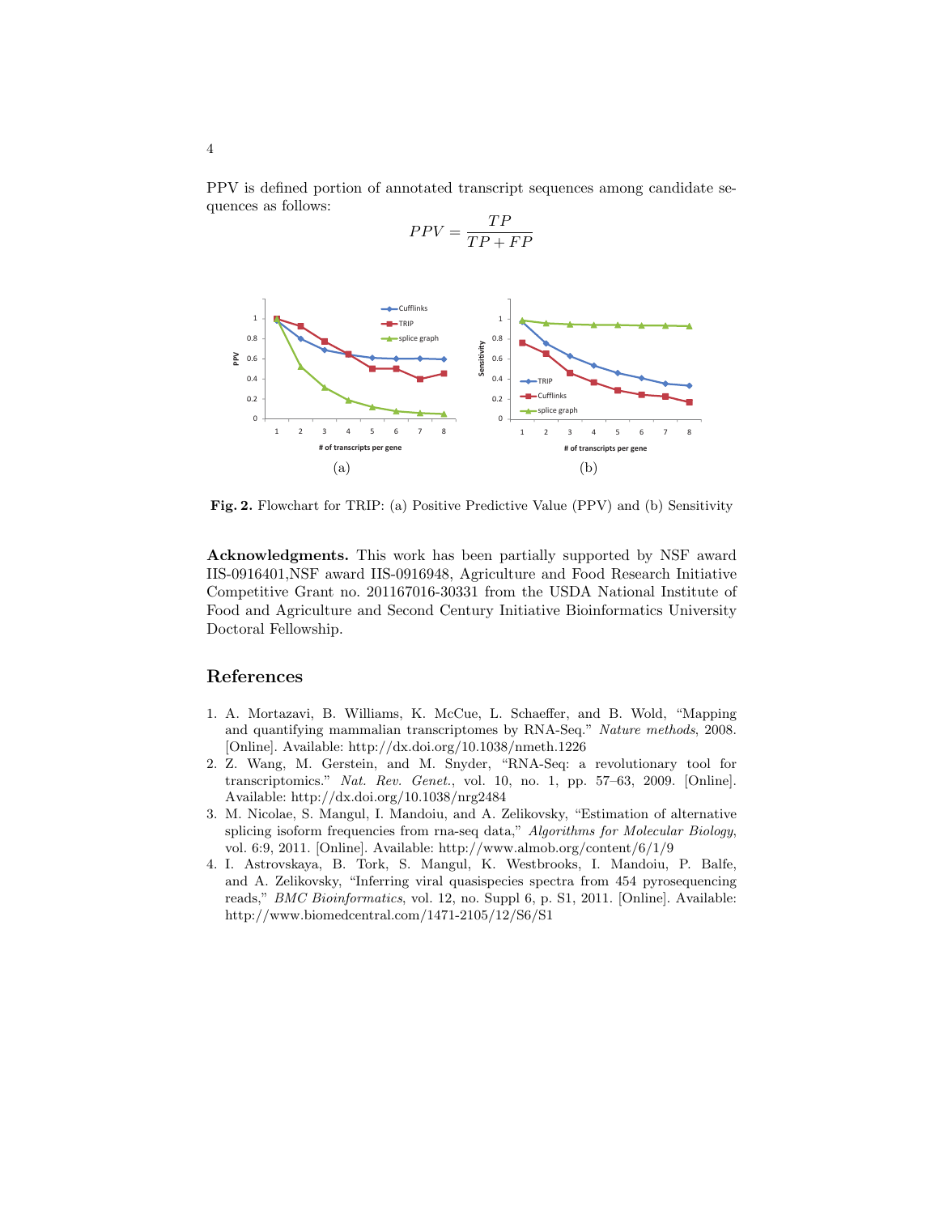PPV is defined portion of annotated transcript sequences among candidate sequences as follows:

$$PPV = \frac{TP}{TP + FP}$$

PPV

1
0.8
0.6
0.4
0.2
0

1 2 3 4 5 6 7 8

\# of transcripts per gene

Cufflinks
TRIP
splice graph

(a)

Sensitivity

1
0.8
0.6
0.4
0.2
0

1 2 3 4 5 6 7 8

\# of transcripts per gene

TRIP
Cufflinks
splice graph

(b)

**Fig. 2.** Flowchart for TRIP: (a) Positive Predictive Value (PPV) and (b) Sensitivity

**Acknowledgments.** This work has been partially supported by NSF award IIS-0916401,NSF award IIS-0916948, Agriculture and Food Research Initiative Competitive Grant no. 201167016-30331 from the USDA National Institute of Food and Agriculture and Second Century Initiative Bioinformatics University Doctoral Fellowship.

## References

1. A. Mortazavi, B. Williams, K. McCue, L. Schaeffer, and B. Wold, "Mapping and quantifying mammalian transcriptomes by RNA-Seq." *Nature methods*, 2008. [Online]. Available: http://dx.doi.org/10.1038/nmeth.1226
2. Z. Wang, M. Gerstein, and M. Snyder, "RNA-Seq: a revolutionary tool for transcriptomics." *Nat. Rev. Genet.*, vol. 10, no. 1, pp. 57–63, 2009. [Online]. Available: http://dx.doi.org/10.1038/nrg2484
3. M. Nicolae, S. Mangul, I. Mandoiu, and A. Zelikovsky, "Estimation of alternative splicing isoform frequencies from rna-seq data," *Algorithms for Molecular Biology*, vol. 6:9, 2011. [Online]. Available: http://www.almob.org/content/6/1/9
4. I. Astrovskaya, B. Tork, S. Mangul, K. Westbrooks, I. Mandoiu, P. Balfe, and A. Zelikovsky, "Inferring viral quasispecies spectra from 454 pyrosequencing reads," *BMC Bioinformatics*, vol. 12, no. Suppl 6, p. S1, 2011. [Online]. Available: http://www.biomedcentral.com/1471-2105/12/S6/S1